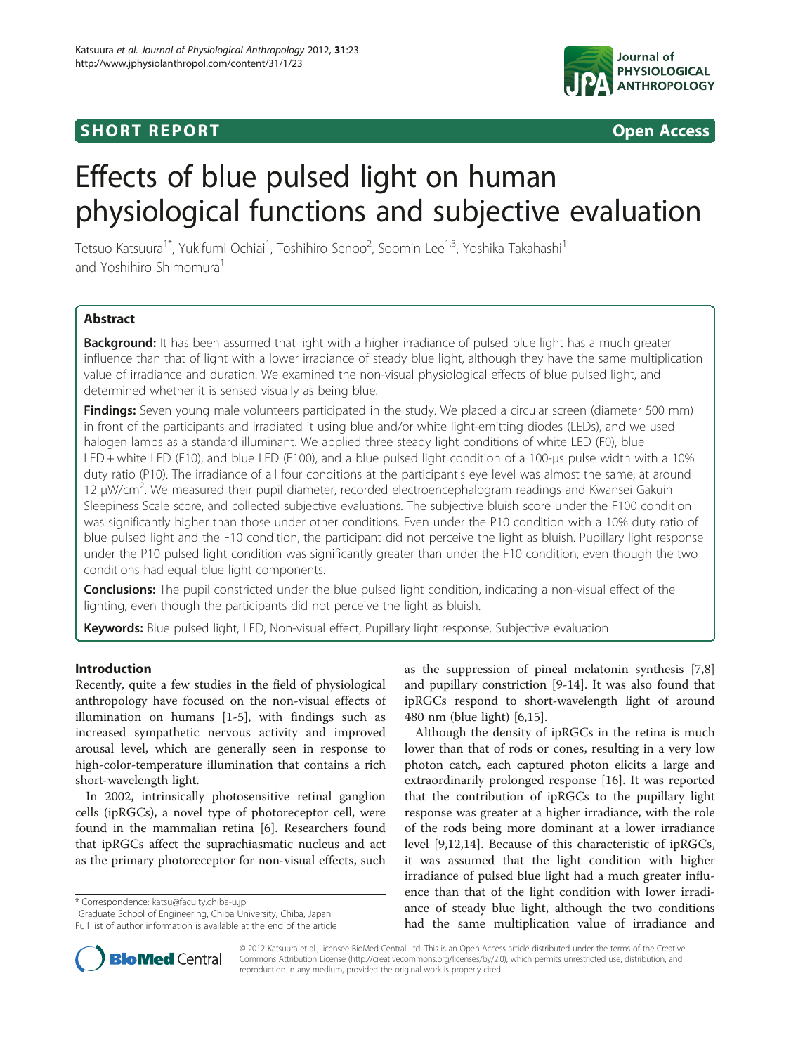SHORT REPORT Open Access

# Effects of blue pulsed light on human physiological functions and subjective evaluation

Tetsuo Katsuura[1*], Yukifumi Ochiai[1], Toshihiro Senoo[2], Soomin Lee[1,3], Yoshika Takahashi[1] and Yoshihiro Shimomura[1]

## Abstract

**Background:** It has been assumed that light with a higher irradiance of pulsed blue light has a much greater influence than that of light with a lower irradiance of steady blue light, although they have the same multiplication value of irradiance and duration. We examined the non-visual physiological effects of blue pulsed light, and determined whether it is sensed visually as being blue.

**Findings:** Seven young male volunteers participated in the study. We placed a circular screen (diameter 500 mm) in front of the participants and irradiated it using blue and/or white light-emitting diodes (LEDs), and we used halogen lamps as a standard illuminant. We applied three steady light conditions of white LED (F0), blue LED + white LED (F10), and blue LED (F100), and a blue pulsed light condition of a 100-μs pulse width with a 10% duty ratio (P10). The irradiance of all four conditions at the participant's eye level was almost the same, at around 12 μW/cm$^2$. We measured their pupil diameter, recorded electroencephalogram readings and Kwansei Gakuin Sleepiness Scale score, and collected subjective evaluations. The subjective bluish score under the F100 condition was significantly higher than those under other conditions. Even under the P10 condition with a 10% duty ratio of blue pulsed light and the F10 condition, the participant did not perceive the light as bluish. Pupillary light response under the P10 pulsed light condition was significantly greater than under the F10 condition, even though the two conditions had equal blue light components.

**Conclusions:** The pupil constricted under the blue pulsed light condition, indicating a non-visual effect of the lighting, even though the participants did not perceive the light as bluish.

**Keywords:** Blue pulsed light, LED, Non-visual effect, Pupillary light response, Subjective evaluation

## Introduction

Recently, quite a few studies in the field of physiological anthropology have focused on the non-visual effects of illumination on humans [1-5], with findings such as increased sympathetic nervous activity and improved arousal level, which are generally seen in response to high-color-temperature illumination that contains a rich short-wavelength light.

In 2002, intrinsically photosensitive retinal ganglion cells (ipRGCs), a novel type of photoreceptor cell, were found in the mammalian retina [6]. Researchers found that ipRGCs affect the suprachiasmatic nucleus and act as the primary photoreceptor for non-visual effects, such as the suppression of pineal melatonin synthesis [7,8] and pupillary constriction [9-14]. It was also found that ipRGCs respond to short-wavelength light of around 480 nm (blue light) [6,15].

Although the density of ipRGCs in the retina is much lower than that of rods or cones, resulting in a very low photon catch, each captured photon elicits a large and extraordinarily prolonged response [16]. It was reported that the contribution of ipRGCs to the pupillary light response was greater at a higher irradiance, with the role of the rods being more dominant at a lower irradiance level [9,12,14]. Because of this characteristic of ipRGCs, it was assumed that the light condition with higher irradiance of pulsed blue light had a much greater influence than that of the light condition with lower irradiance of steady blue light, although the two conditions had the same multiplication value of irradiance and

* Correspondence: katsu@faculty.chiba-u.jp
[1]Graduate School of Engineering, Chiba University, Chiba, Japan
Full list of author information is available at the end of the article

© 2012 Katsuura et al.; licensee BioMed Central Ltd. This is an Open Access article distributed under the terms of the Creative Commons Attribution License (http://creativecommons.org/licenses/by/2.0), which permits unrestricted use, distribution, and reproduction in any medium, provided the original work is properly cited.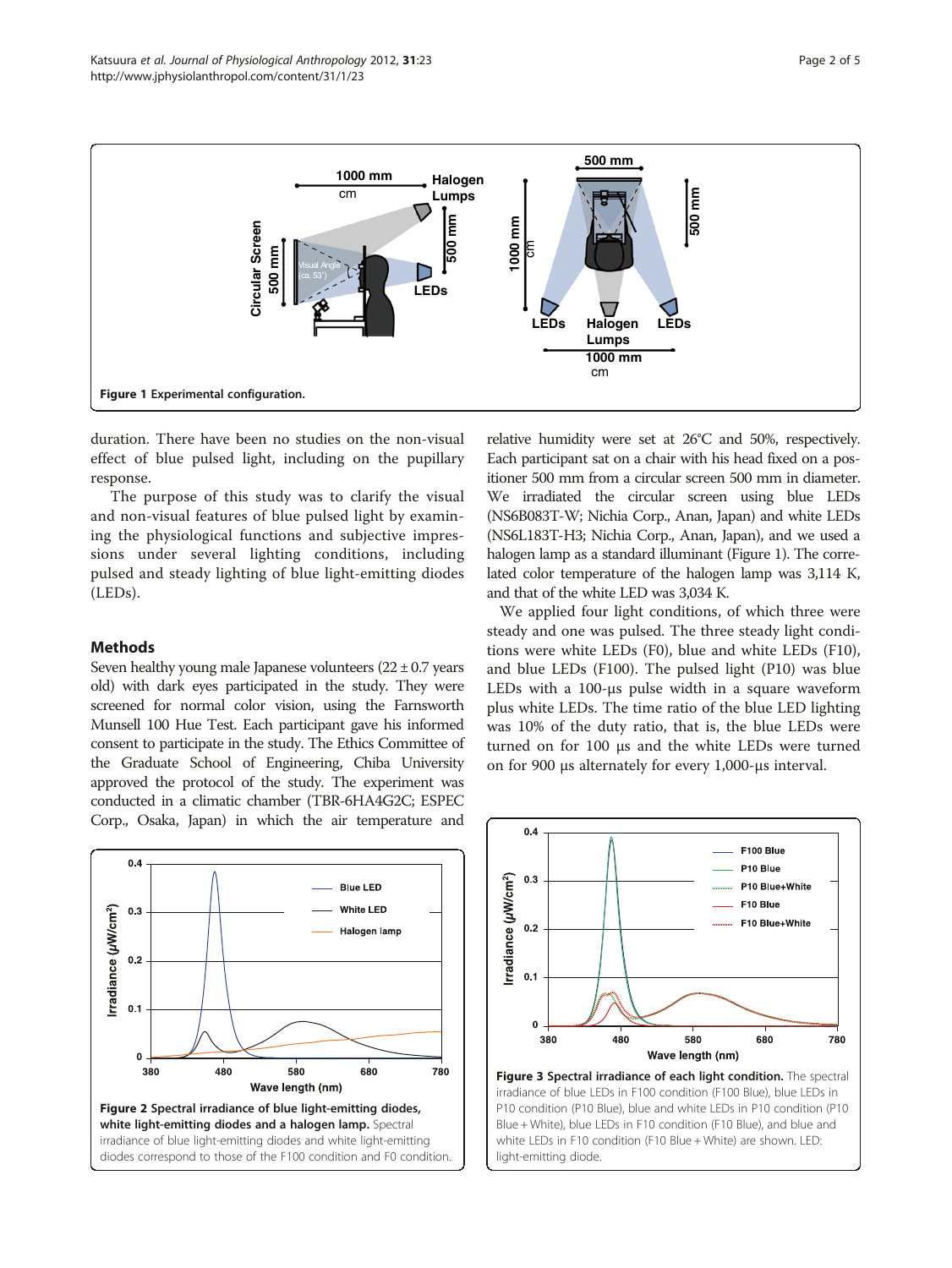Figure 1 Experimental configuration.

duration. There have been no studies on the non-visual effect of blue pulsed light, including on the pupillary response.

The purpose of this study was to clarify the visual and non-visual features of blue pulsed light by examining the physiological functions and subjective impressions under several lighting conditions, including pulsed and steady lighting of blue light-emitting diodes (LEDs).

## Methods

Seven healthy young male Japanese volunteers (22 ± 0.7 years old) with dark eyes participated in the study. They were screened for normal color vision, using the Farnsworth Munsell 100 Hue Test. Each participant gave his informed consent to participate in the study. The Ethics Committee of the Graduate School of Engineering, Chiba University approved the protocol of the study. The experiment was conducted in a climatic chamber (TBR-6HA4G2C; ESPEC Corp., Osaka, Japan) in which the air temperature and relative humidity were set at 26°C and 50%, respectively. Each participant sat on a chair with his head fixed on a positioner 500 mm from a circular screen 500 mm in diameter. We irradiated the circular screen using blue LEDs (NS6B083T-W; Nichia Corp., Anan, Japan) and white LEDs (NS6L183T-H3; Nichia Corp., Anan, Japan), and we used a halogen lamp as a standard illuminant (Figure 1). The correlated color temperature of the halogen lamp was 3,114 K, and that of the white LED was 3,034 K.

We applied four light conditions, of which three were steady and one was pulsed. The three steady light conditions were white LEDs (F0), blue and white LEDs (F10), and blue LEDs (F100). The pulsed light (P10) was blue LEDs with a 100-μs pulse width in a square waveform plus white LEDs. The time ratio of the blue LED lighting was 10% of the duty ratio, that is, the blue LEDs were turned on for 100 μs and the white LEDs were turned on for 900 μs alternately for every 1,000-μs interval.

**Figure 2 Spectral irradiance of blue light-emitting diodes, white light-emitting diodes and a halogen lamp.** Spectral irradiance of blue light-emitting diodes and white light-emitting diodes correspond to those of the F100 condition and F0 condition.

**Figure 3 Spectral irradiance of each light condition.** The spectral irradiance of blue LEDs in F100 condition (F100 Blue), blue LEDs in P10 condition (P10 Blue), blue and white LEDs in P10 condition (P10 Blue + White), blue LEDs in F10 condition (F10 Blue), and blue and white LEDs in F10 condition (F10 Blue + White) are shown. LED: light-emitting diode.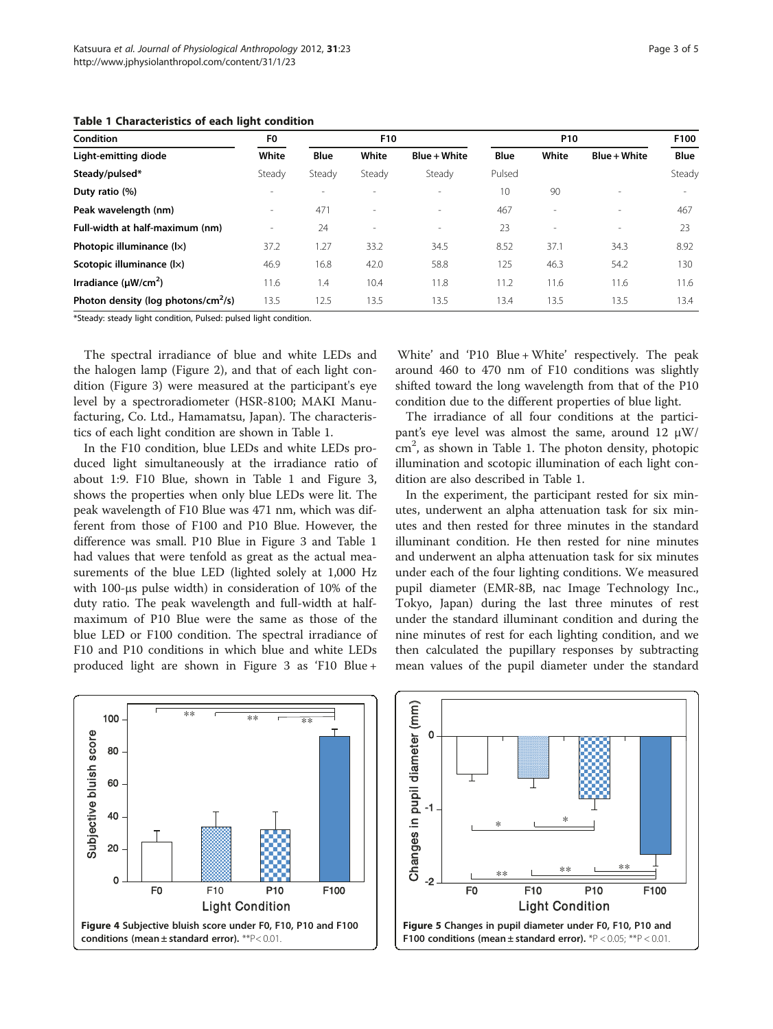**Table 1 Characteristics of each light condition**

| Condition | F0 | F10 | | | P10 | | | F100 |
|---|---|---|---|---|---|---|---|---|
| Light-emitting diode | White | Blue | White | Blue + White | Blue | White | Blue + White | Blue |
| Steady/pulsed* | Steady | Steady | Steady | Steady | Pulsed | | | Steady |
| Duty ratio (%) | - | - | - | - | 10 | 90 | - | - |
| Peak wavelength (nm) | - | 471 | - | - | 467 | - | - | 467 |
| Full-width at half-maximum (nm) | - | 24 | - | - | 23 | - | - | 23 |
| Photopic illuminance (lx) | 37.2 | 1.27 | 33.2 | 34.5 | 8.52 | 37.1 | 34.3 | 8.92 |
| Scotopic illuminance (lx) | 46.9 | 16.8 | 42.0 | 58.8 | 125 | 46.3 | 54.2 | 130 |
| Irradiance ($\mu W/cm^2$) | 11.6 | 1.4 | 10.4 | 11.8 | 11.2 | 11.6 | 11.6 | 11.6 |
| Photon density (log $photons/cm^2/s$) | 13.5 | 12.5 | 13.5 | 13.5 | 13.4 | 13.5 | 13.5 | 13.4 |

*Steady: steady light condition, Pulsed: pulsed light condition.

The spectral irradiance of blue and white LEDs and the halogen lamp (Figure 2), and that of each light condition (Figure 3) were measured at the participant's eye level by a spectroradiometer (HSR-8100; MAKI Manufacturing, Co. Ltd., Hamamatsu, Japan). The characteristics of each light condition are shown in Table 1.

In the F10 condition, blue LEDs and white LEDs produced light simultaneously at the irradiance ratio of about 1:9. F10 Blue, shown in Table 1 and Figure 3, shows the properties when only blue LEDs were lit. The peak wavelength of F10 Blue was 471 nm, which was different from those of F100 and P10 Blue. However, the difference was small. P10 Blue in Figure 3 and Table 1 had values that were tenfold as great as the actual measurements of the blue LED (lighted solely at 1,000 Hz with 100-μs pulse width) in consideration of 10% of the duty ratio. The peak wavelength and full-width at half-maximum of P10 Blue were the same as those of the blue LED or F100 condition. The spectral irradiance of F10 and P10 conditions in which blue and white LEDs produced light are shown in Figure 3 as 'F10 Blue + White' and 'P10 Blue + White' respectively. The peak around 460 to 470 nm of F10 conditions was slightly shifted toward the long wavelength from that of the P10 condition due to the different properties of blue light.

The irradiance of all four conditions at the participant's eye level was almost the same, around 12 $\mu W/cm^2$, as shown in Table 1. The photon density, photopic illumination and scotopic illumination of each light condition are also described in Table 1.

In the experiment, the participant rested for six minutes, underwent an alpha attenuation task for six minutes and then rested for three minutes in the standard illuminant condition. He then rested for nine minutes and underwent an alpha attenuation task for six minutes under each of the four lighting conditions. We measured pupil diameter (EMR-8B, nac Image Technology Inc., Tokyo, Japan) during the last three minutes of rest under the standard illuminant condition and during the nine minutes of rest for each lighting condition, and we then calculated the pupillary responses by subtracting mean values of the pupil diameter under the standard

**Figure 4** Subjective bluish score under F0, F10, P10 and F100 conditions (mean ± standard error). **P < 0.01.

**Figure 5** Changes in pupil diameter under F0, F10, P10 and F100 conditions (mean ± standard error). *P < 0.05; **P < 0.01.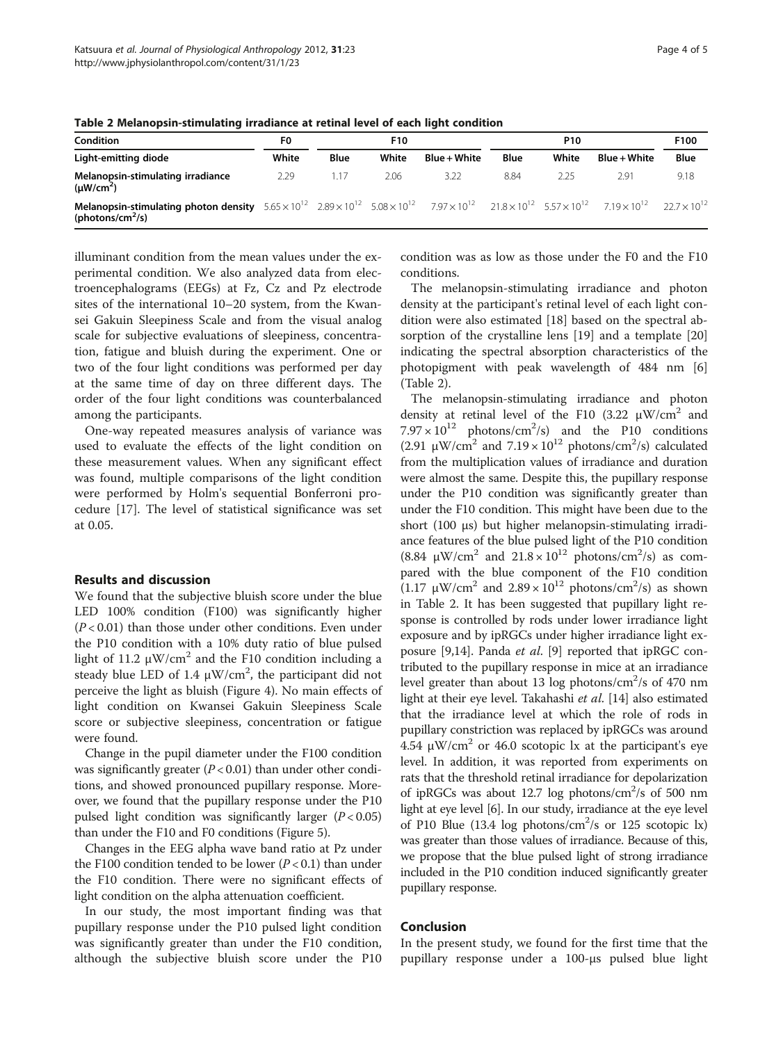**Table 2 Melanopsin-stimulating irradiance at retinal level of each light condition**

| Condition | F0 | F10 | | | P10 | | | F100 |
|---|---|---|---|---|---|---|---|---|
| **Light-emitting diode** | White | Blue | White | Blue + White | Blue | White | Blue + White | Blue |
| **Melanopsin-stimulating irradiance ($\mu W/cm^2$)** | 2.29 | 1.17 | 2.06 | 3.22 | 8.84 | 2.25 | 2.91 | 9.18 |
| **Melanopsin-stimulating photon density ($photons/cm^2/s$)** | $5.65 \times 10^{12}$ | $2.89 \times 10^{12}$ | $5.08 \times 10^{12}$ | $7.97 \times 10^{12}$ | $21.8 \times 10^{12}$ | $5.57 \times 10^{12}$ | $7.19 \times 10^{12}$ | $22.7 \times 10^{12}$ |

illuminant condition from the mean values under the experimental condition. We also analyzed data from electroencephalograms (EEGs) at Fz, Cz and Pz electrode sites of the international 10–20 system, from the Kwansei Gakuin Sleepiness Scale and from the visual analog scale for subjective evaluations of sleepiness, concentration, fatigue and bluish during the experiment. One or two of the four light conditions was performed per day at the same time of day on three different days. The order of the four light conditions was counterbalanced among the participants.

One-way repeated measures analysis of variance was used to evaluate the effects of the light condition on these measurement values. When any significant effect was found, multiple comparisons of the light condition were performed by Holm's sequential Bonferroni procedure [17]. The level of statistical significance was set at 0.05.

## Results and discussion

We found that the subjective bluish score under the blue LED 100% condition (F100) was significantly higher ($P < 0.01$) than those under other conditions. Even under the P10 condition with a 10% duty ratio of blue pulsed light of 11.2 $\mu W/cm^2$ and the F10 condition including a steady blue LED of 1.4 $\mu W/cm^2$, the participant did not perceive the light as bluish (Figure 4). No main effects of light condition on Kwansei Gakuin Sleepiness Scale score or subjective sleepiness, concentration or fatigue were found.

Change in the pupil diameter under the F100 condition was significantly greater ($P < 0.01$) than under other conditions, and showed pronounced pupillary response. Moreover, we found that the pupillary response under the P10 pulsed light condition was significantly larger ($P < 0.05$) than under the F10 and F0 conditions (Figure 5).

Changes in the EEG alpha wave band ratio at Pz under the F100 condition tended to be lower ($P < 0.1$) than under the F10 condition. There were no significant effects of light condition on the alpha attenuation coefficient.

In our study, the most important finding was that pupillary response under the P10 pulsed light condition was significantly greater than under the F10 condition, although the subjective bluish score under the P10 condition was as low as those under the F0 and the F10 conditions.

The melanopsin-stimulating irradiance and photon density at the participant's retinal level of each light condition were also estimated [18] based on the spectral absorption of the crystalline lens [19] and a template [20] indicating the spectral absorption characteristics of the photopigment with peak wavelength of 484 nm [6] (Table 2).

The melanopsin-stimulating irradiance and photon density at retinal level of the F10 (3.22 $\mu W/cm^2$ and $7.97 \times 10^{12}$ $photons/cm^2/s$) and the P10 conditions (2.91 $\mu W/cm^2$ and $7.19 \times 10^{12}$ $photons/cm^2/s$) calculated from the multiplication values of irradiance and duration were almost the same. Despite this, the pupillary response under the P10 condition was significantly greater than under the F10 condition. This might have been due to the short (100 μs) but higher melanopsin-stimulating irradiance features of the blue pulsed light of the P10 condition (8.84 $\mu W/cm^2$ and $21.8 \times 10^{12}$ $photons/cm^2/s$) as compared with the blue component of the F10 condition (1.17 $\mu W/cm^2$ and $2.89 \times 10^{12}$ $photons/cm^2/s$) as shown in Table 2. It has been suggested that pupillary light response is controlled by rods under lower irradiance light exposure and by ipRGCs under higher irradiance light exposure [9,14]. Panda *et al.* [9] reported that ipRGC contributed to the pupillary response in mice at an irradiance level greater than about 13 log $photons/cm^2/s$ of 470 nm light at their eye level. Takahashi *et al.* [14] also estimated that the irradiance level at which the role of rods in pupillary constriction was replaced by ipRGCs was around 4.54 $\mu W/cm^2$ or 46.0 scotopic lx at the participant's eye level. In addition, it was reported from experiments on rats that the threshold retinal irradiance for depolarization of ipRGCs was about 12.7 log $photons/cm^2/s$ of 500 nm light at eye level [6]. In our study, irradiance at the eye level of P10 Blue (13.4 log $photons/cm^2/s$ or 125 scotopic lx) was greater than those values of irradiance. Because of this, we propose that the blue pulsed light of strong irradiance included in the P10 condition induced significantly greater pupillary response.

## Conclusion

In the present study, we found for the first time that the pupillary response under a 100-μs pulsed blue light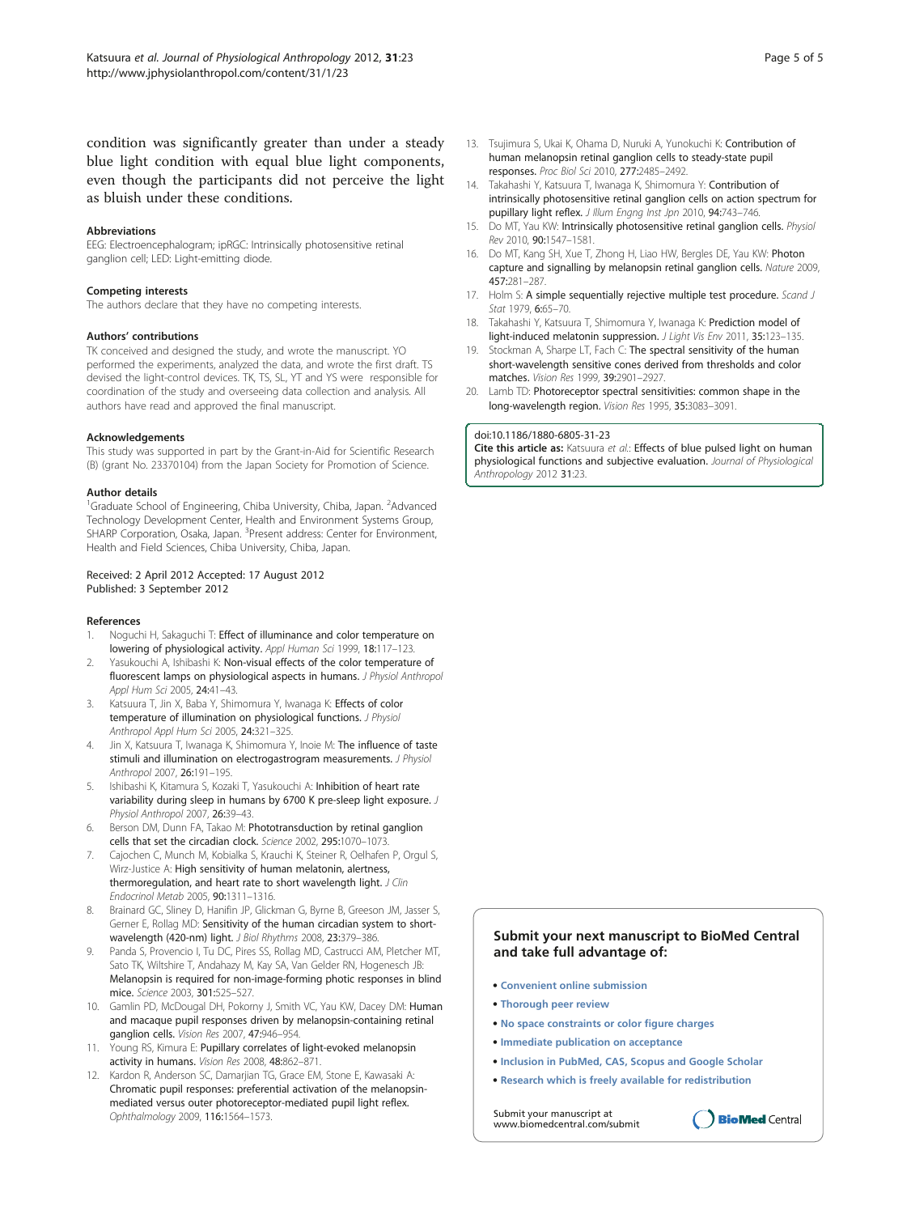condition was significantly greater than under a steady blue light condition with equal blue light components, even though the participants did not perceive the light as bluish under these conditions.

### Abbreviations

EEG: Electroencephalogram; ipRGC: Intrinsically photosensitive retinal ganglion cell; LED: Light-emitting diode.

### Competing interests

The authors declare that they have no competing interests.

### Authors' contributions

TK conceived and designed the study, and wrote the manuscript. YO performed the experiments, analyzed the data, and wrote the first draft. TS devised the light-control devices. TK, TS, SL, YT and YS were responsible for coordination of the study and overseeing data collection and analysis. All authors have read and approved the final manuscript.

### Acknowledgements

This study was supported in part by the Grant-in-Aid for Scientific Research (B) (grant No. 23370104) from the Japan Society for Promotion of Science.

### Author details

[1]Graduate School of Engineering, Chiba University, Chiba, Japan. [2]Advanced Technology Development Center, Health and Environment Systems Group, SHARP Corporation, Osaka, Japan. [3]Present address: Center for Environment, Health and Field Sciences, Chiba University, Chiba, Japan.

Received: 2 April 2012 Accepted: 17 August 2012
Published: 3 September 2012

### References

1. Noguchi H, Sakaguchi T: **Effect of illuminance and color temperature on lowering of physiological activity.** *Appl Human Sci* 1999, **18**:117–123.
2. Yasukouchi A, Ishibashi K: **Non-visual effects of the color temperature of fluorescent lamps on physiological aspects in humans.** *J Physiol Anthropol Appl Hum Sci* 2005, **24**:41–43.
3. Katsuura T, Jin X, Baba Y, Shimomura Y, Iwanaga K: **Effects of color temperature of illumination on physiological functions.** *J Physiol Anthropol Appl Hum Sci* 2005, **24**:321–325.
4. Jin X, Katsuura T, Iwanaga K, Shimomura Y, Inoie M: **The influence of taste stimuli and illumination on electrogastrogram measurements.** *J Physiol Anthropol* 2007, **26**:191–195.
5. Ishibashi K, Kitamura S, Kozaki T, Yasukouchi A: **Inhibition of heart rate variability during sleep in humans by 6700 K pre-sleep light exposure.** *J Physiol Anthropol* 2007, **26**:39–43.
6. Berson DM, Dunn FA, Takao M: **Phototransduction by retinal ganglion cells that set the circadian clock.** *Science* 2002, **295**:1070–1073.
7. Cajochen C, Munch M, Kobialka S, Krauchi K, Steiner R, Oelhafen P, Orgul S, Wirz-Justice A: **High sensitivity of human melatonin, alertness, thermoregulation, and heart rate to short wavelength light.** *J Clin Endocrinol Metab* 2005, **90**:1311–1316.
8. Brainard GC, Sliney D, Hanifin JP, Glickman G, Byrne B, Greeson JM, Jasser S, Gerner E, Rollag MD: **Sensitivity of the human circadian system to short-wavelength (420-nm) light.** *J Biol Rhythms* 2008, **23**:379–386.
9. Panda S, Provencio I, Tu DC, Pires SS, Rollag MD, Castrucci AM, Pletcher MT, Sato TK, Wiltshire T, Andahazy M, Kay SA, Van Gelder RN, Hogenesch JB: **Melanopsin is required for non-image-forming photic responses in blind mice.** *Science* 2003, **301**:525–527.
10. Gamlin PD, McDougal DH, Pokorny J, Smith VC, Yau KW, Dacey DM: **Human and macaque pupil responses driven by melanopsin-containing retinal ganglion cells.** *Vision Res* 2007, **47**:946–954.
11. Young RS, Kimura E: **Pupillary correlates of light-evoked melanopsin activity in humans.** *Vision Res* 2008, **48**:862–871.
12. Kardon R, Anderson SC, Damarjian TG, Grace EM, Stone E, Kawasaki A: **Chromatic pupil responses: preferential activation of the melanopsin-mediated versus outer photoreceptor-mediated pupil light reflex.** *Ophthalmology* 2009, **116**:1564–1573.
13. Tsujimura S, Ukai K, Ohama D, Nuruki A, Yunokuchi K: **Contribution of human melanopsin retinal ganglion cells to steady-state pupil responses.** *Proc Biol Sci* 2010, **277**:2485–2492.
14. Takahashi Y, Katsuura T, Iwanaga K, Shimomura Y: **Contribution of intrinsically photosensitive retinal ganglion cells on action spectrum for pupillary light reflex.** *J Illum Engng Inst Jpn* 2010, **94**:743–746.
15. Do MT, Yau KW: **Intrinsically photosensitive retinal ganglion cells.** *Physiol Rev* 2010, **90**:1547–1581.
16. Do MT, Kang SH, Xue T, Zhong H, Liao HW, Bergles DE, Yau KW: **Photon capture and signalling by melanopsin retinal ganglion cells.** *Nature* 2009, **457**:281–287.
17. Holm S: **A simple sequentially rejective multiple test procedure.** *Scand J Stat* 1979, **6**:65–70.
18. Takahashi Y, Katsuura T, Shimomura Y, Iwanaga K: **Prediction model of light-induced melatonin suppression.** *J Light Vis Env* 2011, **35**:123–135.
19. Stockman A, Sharpe LT, Fach C: **The spectral sensitivity of the human short-wavelength sensitive cones derived from thresholds and color matches.** *Vision Res* 1999, **39**:2901–2927.
20. Lamb TD: **Photoreceptor spectral sensitivities: common shape in the long-wavelength region.** *Vision Res* 1995, **35**:3083–3091.

doi:10.1186/1880-6805-31-23
**Cite this article as:** Katsuura *et al.*: Effects of blue pulsed light on human physiological functions and subjective evaluation. *Journal of Physiological Anthropology* 2012 **31**:23.

**Submit your next manuscript to BioMed Central and take full advantage of:**

- **Convenient online submission**
- **Thorough peer review**
- **No space constraints or color figure charges**
- **Immediate publication on acceptance**
- **Inclusion in PubMed, CAS, Scopus and Google Scholar**
- **Research which is freely available for redistribution**

Submit your manuscript at
www.biomedcentral.com/submit

BioMed Central